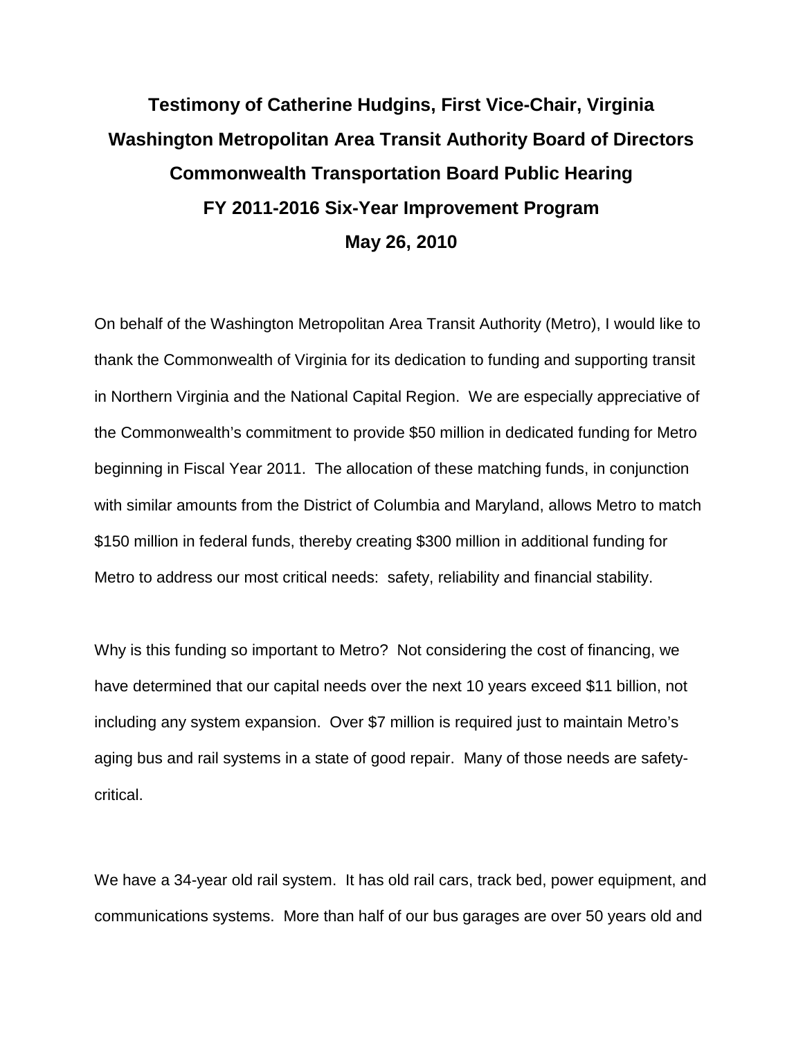# Testimony of Catherine Hudgins, First Vice-Chair, Virginia Washington Metropolitan Area Transit Authority Board of Directors Commonwealth Transportation Board Public Hearing FY 2011-2016 Six-Year Improvement Program May 26, 2010

On behalf of the Washington Metropolitan Area Transit Authority (Metro), I would like to thank the Commonwealth of Virginia for its dedication to funding and supporting transit in Northern Virginia and the National Capital Region. We are especially appreciative of the Commonwealth's commitment to provide $50 million in dedicated funding for Metro beginning in Fiscal Year 2011. The allocation of these matching funds, in conjunction with similar amounts from the District of Columbia and Maryland, allows Metro to match $150 million in federal funds, thereby creating $300 million in additional funding for Metro to address our most critical needs: safety, reliability and financial stability.

Why is this funding so important to Metro? Not considering the cost of financing, we have determined that our capital needs over the next 10 years exceed $11 billion, not including any system expansion. Over $7 million is required just to maintain Metro's aging bus and rail systems in a state of good repair. Many of those needs are safety-critical.

We have a 34-year old rail system. It has old rail cars, track bed, power equipment, and communications systems. More than half of our bus garages are over 50 years old and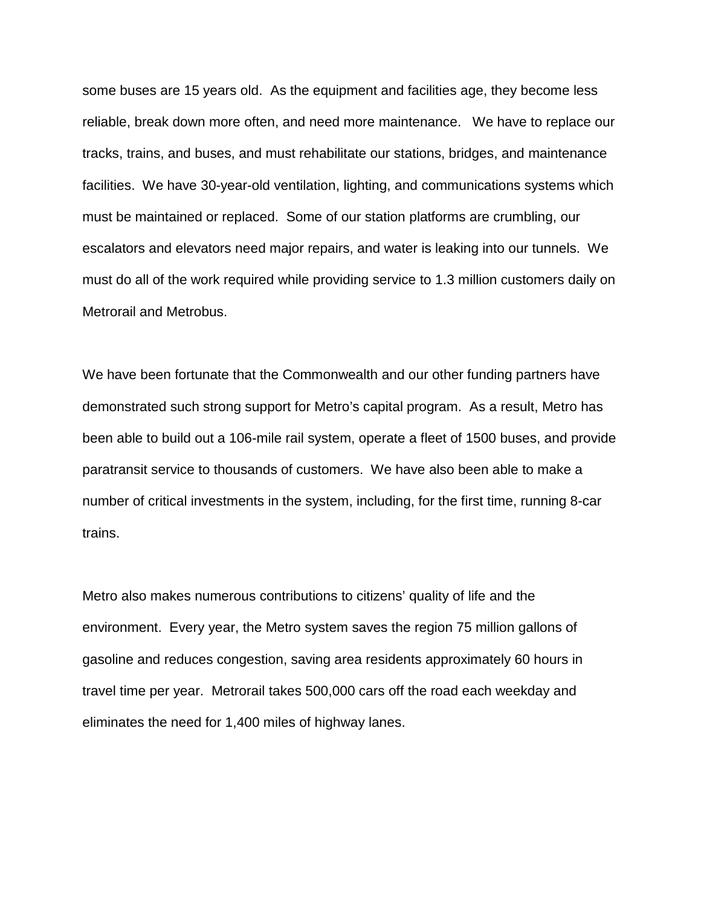some buses are 15 years old. As the equipment and facilities age, they become less reliable, break down more often, and need more maintenance. We have to replace our tracks, trains, and buses, and must rehabilitate our stations, bridges, and maintenance facilities. We have 30-year-old ventilation, lighting, and communications systems which must be maintained or replaced. Some of our station platforms are crumbling, our escalators and elevators need major repairs, and water is leaking into our tunnels. We must do all of the work required while providing service to 1.3 million customers daily on Metrorail and Metrobus.

We have been fortunate that the Commonwealth and our other funding partners have demonstrated such strong support for Metro's capital program. As a result, Metro has been able to build out a 106-mile rail system, operate a fleet of 1500 buses, and provide paratransit service to thousands of customers. We have also been able to make a number of critical investments in the system, including, for the first time, running 8-car trains.

Metro also makes numerous contributions to citizens' quality of life and the environment. Every year, the Metro system saves the region 75 million gallons of gasoline and reduces congestion, saving area residents approximately 60 hours in travel time per year. Metrorail takes 500,000 cars off the road each weekday and eliminates the need for 1,400 miles of highway lanes.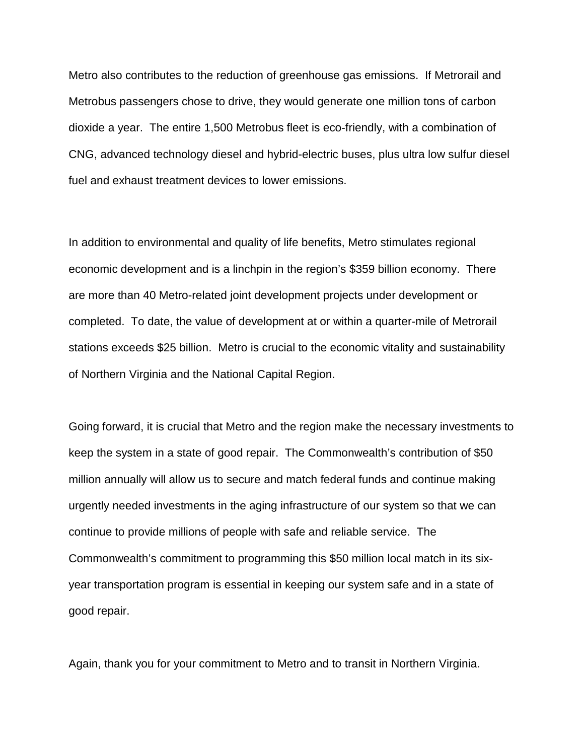Metro also contributes to the reduction of greenhouse gas emissions. If Metrorail and Metrobus passengers chose to drive, they would generate one million tons of carbon dioxide a year. The entire 1,500 Metrobus fleet is eco-friendly, with a combination of CNG, advanced technology diesel and hybrid-electric buses, plus ultra low sulfur diesel fuel and exhaust treatment devices to lower emissions.

In addition to environmental and quality of life benefits, Metro stimulates regional economic development and is a linchpin in the region's $359 billion economy. There are more than 40 Metro-related joint development projects under development or completed. To date, the value of development at or within a quarter-mile of Metrorail stations exceeds $25 billion. Metro is crucial to the economic vitality and sustainability of Northern Virginia and the National Capital Region.

Going forward, it is crucial that Metro and the region make the necessary investments to keep the system in a state of good repair. The Commonwealth's contribution of $50 million annually will allow us to secure and match federal funds and continue making urgently needed investments in the aging infrastructure of our system so that we can continue to provide millions of people with safe and reliable service. The Commonwealth's commitment to programming this $50 million local match in its six-year transportation program is essential in keeping our system safe and in a state of good repair.

Again, thank you for your commitment to Metro and to transit in Northern Virginia.